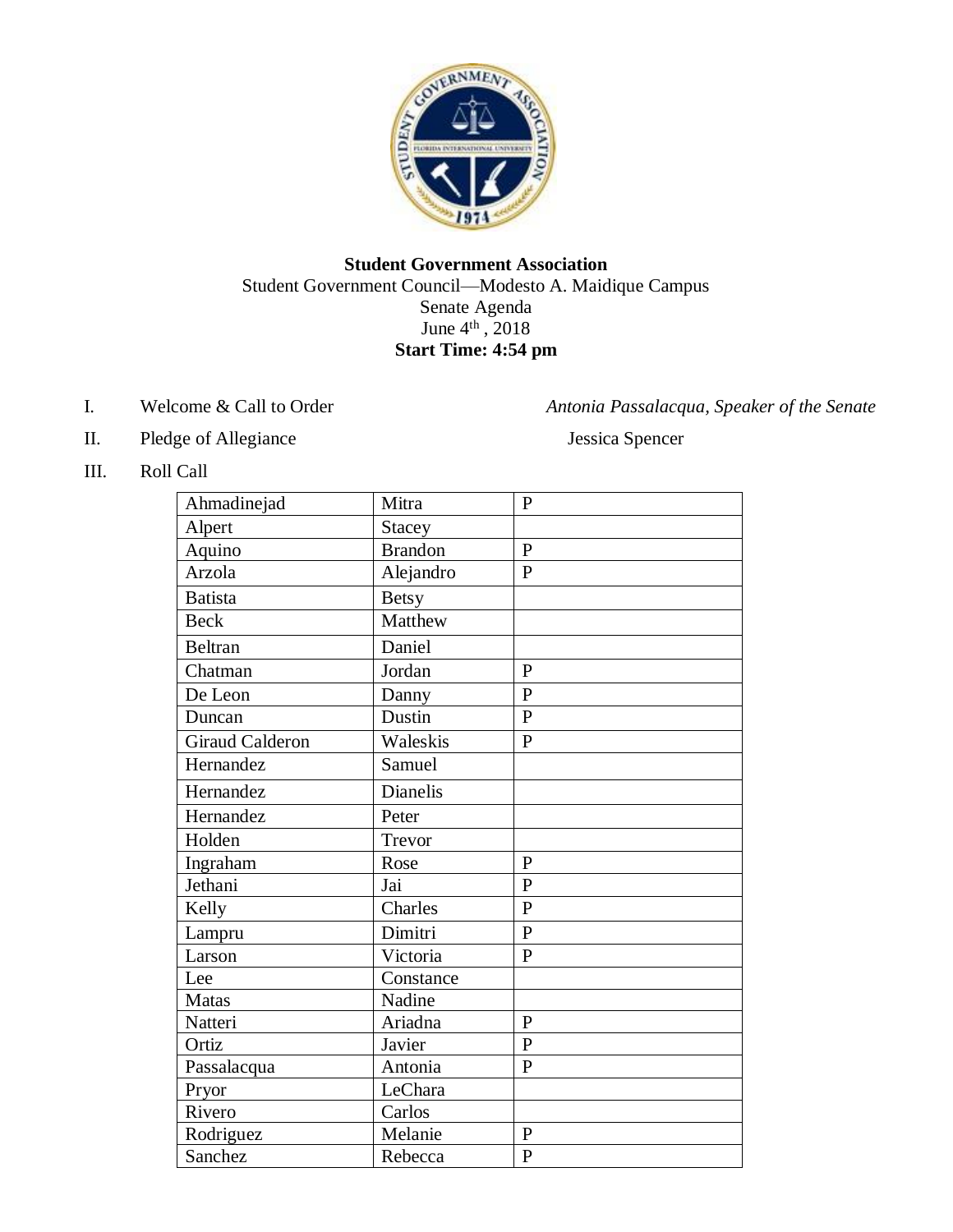**Student Government Association**

Student Government Council—Modesto A. Maidique Campus

Senate Agenda

June 4th , 2018

**Start Time: 4:54 pm**

I. Welcome & Call to Order — *Antonia Passalacqua, Speaker of the Senate*

II. Pledge of Allegiance — Jessica Spencer

III. Roll Call

| Ahmadinejad | Mitra | P |
|---|---|---|
| Alpert | Stacey | |
| Aquino | Brandon | P |
| Arzola | Alejandro | P |
| Batista | Betsy | |
| Beck | Matthew | |
| Beltran | Daniel | |
| Chatman | Jordan | P |
| De Leon | Danny | P |
| Duncan | Dustin | P |
| Giraud Calderon | Waleskis | P |
| Hernandez | Samuel | |
| Hernandez | Dianelis | |
| Hernandez | Peter | |
| Holden | Trevor | |
| Ingraham | Rose | P |
| Jethani | Jai | P |
| Kelly | Charles | P |
| Lampru | Dimitri | P |
| Larson | Victoria | P |
| Lee | Constance | |
| Matas | Nadine | |
| Natteri | Ariadna | P |
| Ortiz | Javier | P |
| Passalacqua | Antonia | P |
| Pryor | LeChara | |
| Rivero | Carlos | |
| Rodriguez | Melanie | P |
| Sanchez | Rebecca | P |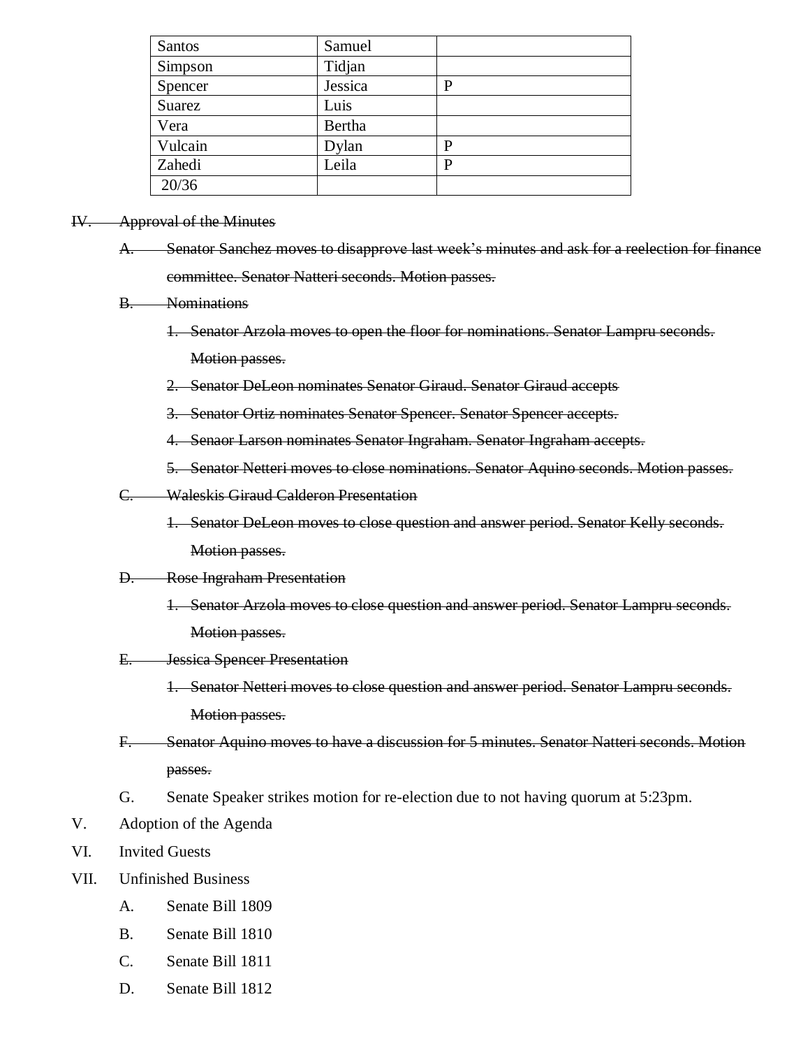| Santos | Samuel | |
|---|---|---|
| Simpson | Tidjan | |
| Spencer | Jessica | P |
| Suarez | Luis | |
| Vera | Bertha | |
| Vulcain | Dylan | P |
| Zahedi | Leila | P |
| 20/36 | | |

IV. ~~Approval of the Minutes~~

A. ~~Senator Sanchez moves to disapprove last week's minutes and ask for a reelection for finance committee. Senator Natteri seconds. Motion passes.~~

B. ~~Nominations~~

1. ~~Senator Arzola moves to open the floor for nominations. Senator Lampru seconds. Motion passes.~~
2. ~~Senator DeLeon nominates Senator Giraud. Senator Giraud accepts~~
3. ~~Senator Ortiz nominates Senator Spencer. Senator Spencer accepts.~~
4. ~~Senaor Larson nominates Senator Ingraham. Senator Ingraham accepts.~~
5. ~~Senator Netteri moves to close nominations. Senator Aquino seconds. Motion passes.~~

C. ~~Waleskis Giraud Calderon Presentation~~

1. ~~Senator DeLeon moves to close question and answer period. Senator Kelly seconds. Motion passes.~~

D. ~~Rose Ingraham Presentation~~

1. ~~Senator Arzola moves to close question and answer period. Senator Lampru seconds. Motion passes.~~

E. ~~Jessica Spencer Presentation~~

1. ~~Senator Netteri moves to close question and answer period. Senator Lampru seconds. Motion passes.~~

F. ~~Senator Aquino moves to have a discussion for 5 minutes. Senator Natteri seconds. Motion passes.~~

G. Senate Speaker strikes motion for re-election due to not having quorum at 5:23pm.

V. Adoption of the Agenda

VI. Invited Guests

VII. Unfinished Business

A. Senate Bill 1809

B. Senate Bill 1810

C. Senate Bill 1811

D. Senate Bill 1812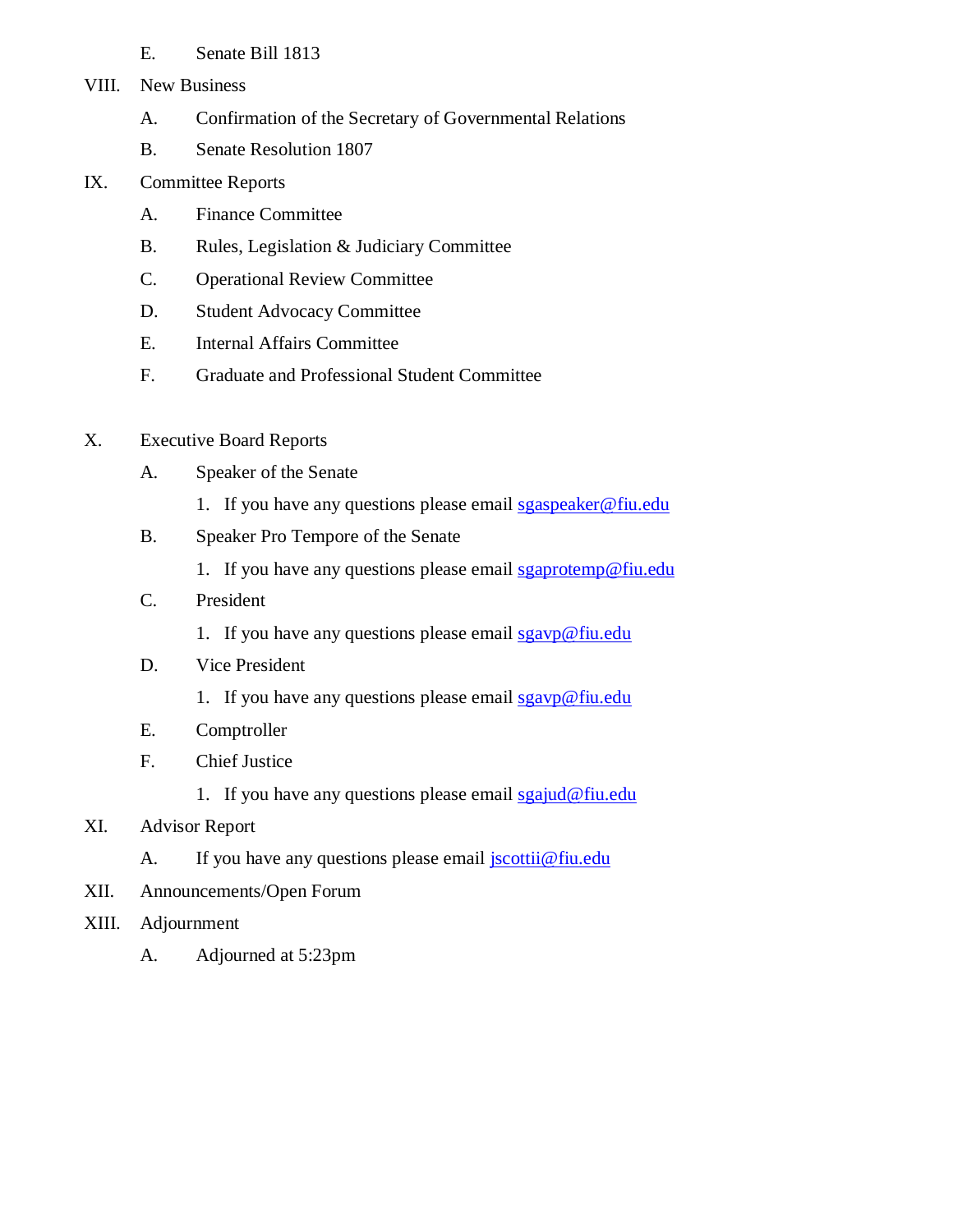E. Senate Bill 1813

VIII. New Business

A. Confirmation of the Secretary of Governmental Relations

B. Senate Resolution 1807

IX. Committee Reports

A. Finance Committee

B. Rules, Legislation & Judiciary Committee

C. Operational Review Committee

D. Student Advocacy Committee

E. Internal Affairs Committee

F. Graduate and Professional Student Committee

X. Executive Board Reports

A. Speaker of the Senate

1. If you have any questions please email sgaspeaker@fiu.edu

B. Speaker Pro Tempore of the Senate

1. If you have any questions please email sgaprotemp@fiu.edu

C. President

1. If you have any questions please email sgavp@fiu.edu

D. Vice President

1. If you have any questions please email sgavp@fiu.edu

E. Comptroller

F. Chief Justice

1. If you have any questions please email sgajud@fiu.edu

XI. Advisor Report

A. If you have any questions please email jscottii@fiu.edu

XII. Announcements/Open Forum

XIII. Adjournment

A. Adjourned at 5:23pm